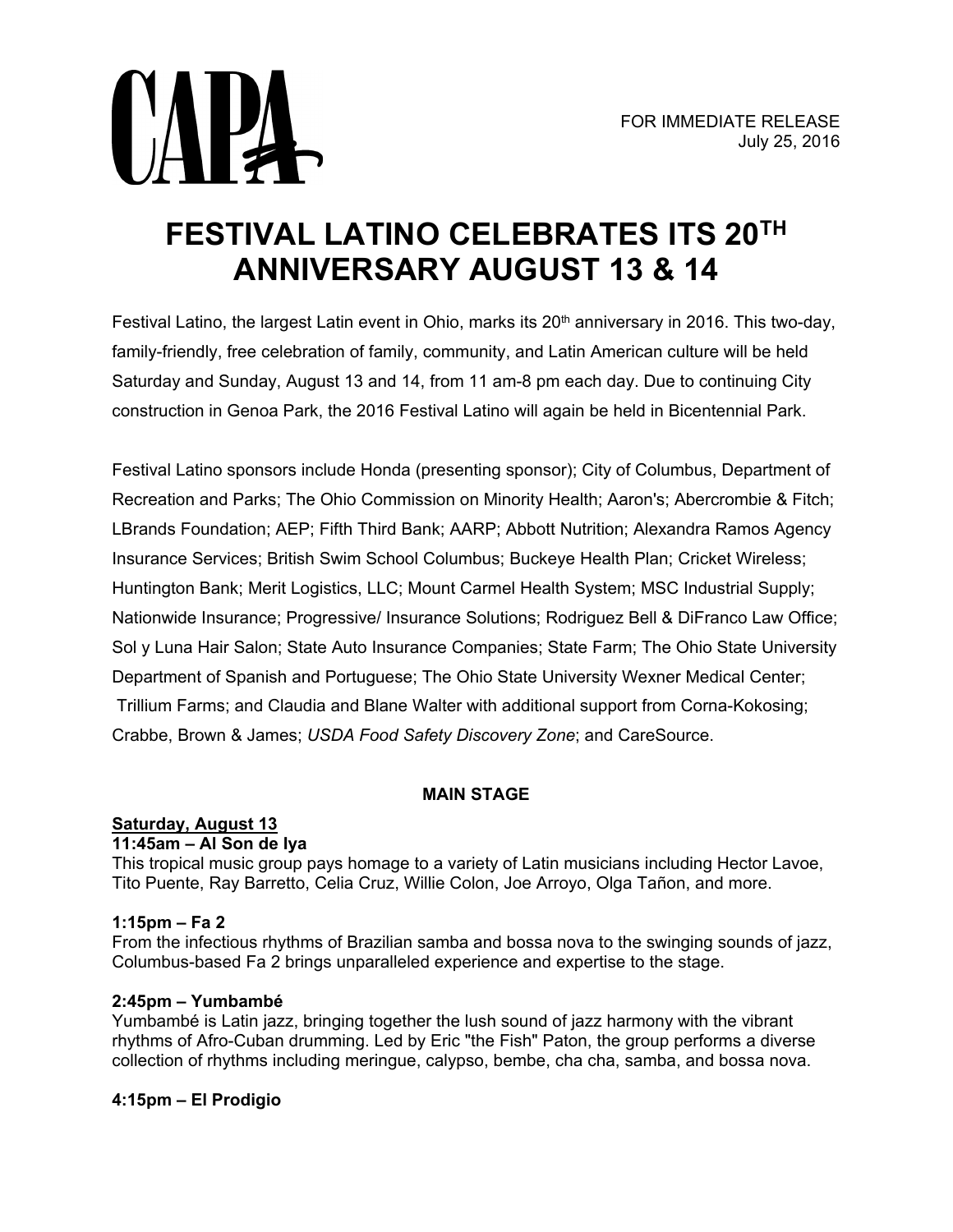CAPA

FOR IMMEDIATE RELEASE
July 25, 2016

# FESTIVAL LATINO CELEBRATES ITS 20TH ANNIVERSARY AUGUST 13 & 14

Festival Latino, the largest Latin event in Ohio, marks its 20th anniversary in 2016. This two-day, family-friendly, free celebration of family, community, and Latin American culture will be held Saturday and Sunday, August 13 and 14, from 11 am-8 pm each day. Due to continuing City construction in Genoa Park, the 2016 Festival Latino will again be held in Bicentennial Park.

Festival Latino sponsors include Honda (presenting sponsor); City of Columbus, Department of Recreation and Parks; The Ohio Commission on Minority Health; Aaron's; Abercrombie & Fitch; LBrands Foundation; AEP; Fifth Third Bank; AARP; Abbott Nutrition; Alexandra Ramos Agency Insurance Services; British Swim School Columbus; Buckeye Health Plan; Cricket Wireless; Huntington Bank; Merit Logistics, LLC; Mount Carmel Health System; MSC Industrial Supply; Nationwide Insurance; Progressive/ Insurance Solutions; Rodriguez Bell & DiFranco Law Office; Sol y Luna Hair Salon; State Auto Insurance Companies; State Farm; The Ohio State University Department of Spanish and Portuguese; The Ohio State University Wexner Medical Center; Trillium Farms; and Claudia and Blane Walter with additional support from Corna-Kokosing; Crabbe, Brown & James; *USDA Food Safety Discovery Zone*; and CareSource.

**MAIN STAGE**

**Saturday, August 13**

**11:45am – Al Son de Iya**
This tropical music group pays homage to a variety of Latin musicians including Hector Lavoe, Tito Puente, Ray Barretto, Celia Cruz, Willie Colon, Joe Arroyo, Olga Tañon, and more.

**1:15pm – Fa 2**
From the infectious rhythms of Brazilian samba and bossa nova to the swinging sounds of jazz, Columbus-based Fa 2 brings unparalleled experience and expertise to the stage.

**2:45pm – Yumbambé**
Yumbambé is Latin jazz, bringing together the lush sound of jazz harmony with the vibrant rhythms of Afro-Cuban drumming. Led by Eric "the Fish" Paton, the group performs a diverse collection of rhythms including meringue, calypso, bembe, cha cha, samba, and bossa nova.

**4:15pm – El Prodigio**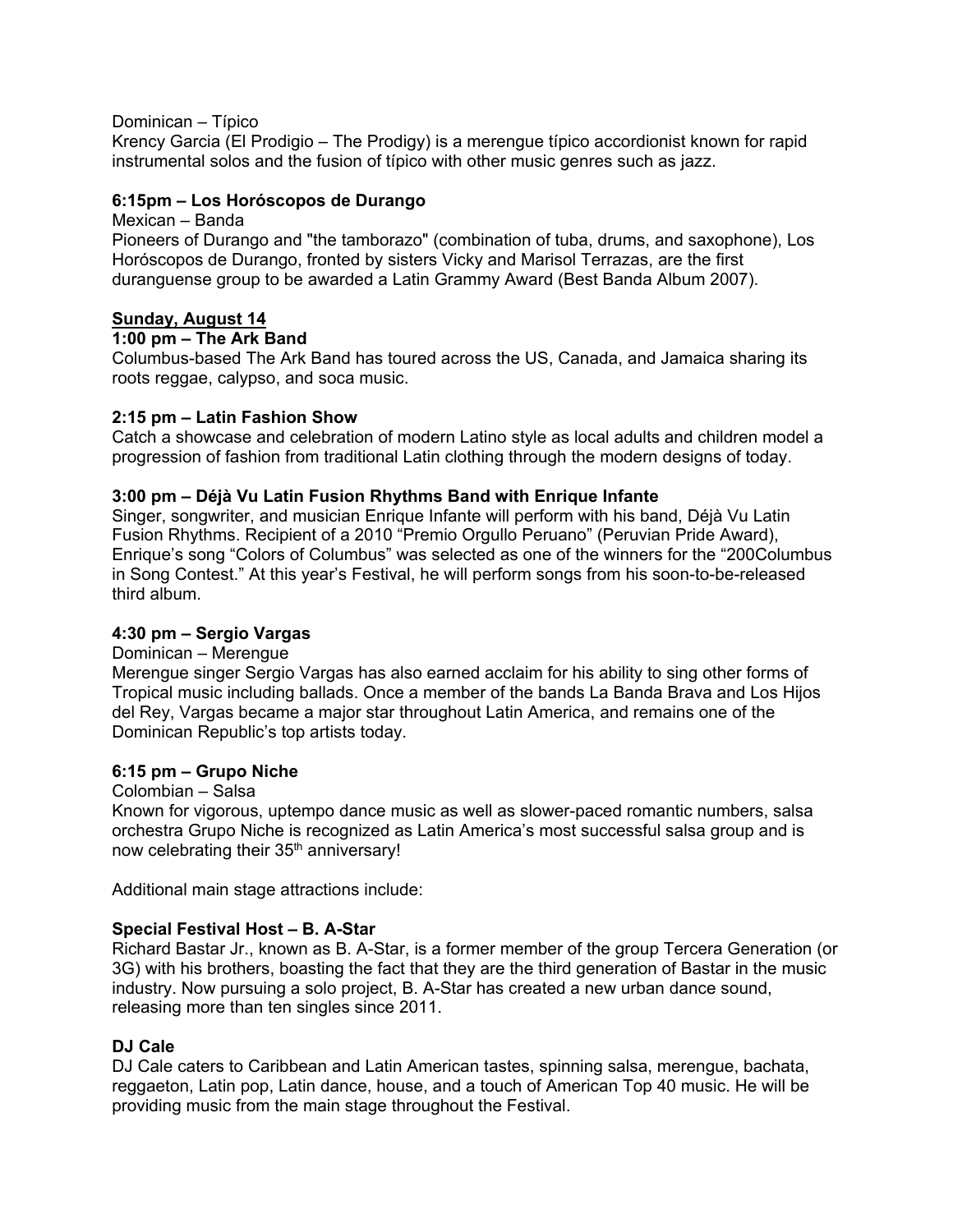Dominican – Típico
Krency Garcia (El Prodigio – The Prodigy) is a merengue típico accordionist known for rapid instrumental solos and the fusion of típico with other music genres such as jazz.

**6:15pm – Los Horóscopos de Durango**
Mexican – Banda
Pioneers of Durango and "the tamborazo" (combination of tuba, drums, and saxophone), Los Horóscopos de Durango, fronted by sisters Vicky and Marisol Terrazas, are the first duranguense group to be awarded a Latin Grammy Award (Best Banda Album 2007).

**Sunday, August 14**

**1:00 pm – The Ark Band**
Columbus-based The Ark Band has toured across the US, Canada, and Jamaica sharing its roots reggae, calypso, and soca music.

**2:15 pm – Latin Fashion Show**
Catch a showcase and celebration of modern Latino style as local adults and children model a progression of fashion from traditional Latin clothing through the modern designs of today.

**3:00 pm – Déjà Vu Latin Fusion Rhythms Band with Enrique Infante**
Singer, songwriter, and musician Enrique Infante will perform with his band, Déjà Vu Latin Fusion Rhythms. Recipient of a 2010 "Premio Orgullo Peruano" (Peruvian Pride Award), Enrique's song "Colors of Columbus" was selected as one of the winners for the "200Columbus in Song Contest." At this year's Festival, he will perform songs from his soon-to-be-released third album.

**4:30 pm – Sergio Vargas**
Dominican – Merengue
Merengue singer Sergio Vargas has also earned acclaim for his ability to sing other forms of Tropical music including ballads. Once a member of the bands La Banda Brava and Los Hijos del Rey, Vargas became a major star throughout Latin America, and remains one of the Dominican Republic's top artists today.

**6:15 pm – Grupo Niche**
Colombian – Salsa
Known for vigorous, uptempo dance music as well as slower-paced romantic numbers, salsa orchestra Grupo Niche is recognized as Latin America's most successful salsa group and is now celebrating their 35th anniversary!

Additional main stage attractions include:

**Special Festival Host – B. A-Star**
Richard Bastar Jr., known as B. A-Star, is a former member of the group Tercera Generation (or 3G) with his brothers, boasting the fact that they are the third generation of Bastar in the music industry. Now pursuing a solo project, B. A-Star has created a new urban dance sound, releasing more than ten singles since 2011.

**DJ Cale**
DJ Cale caters to Caribbean and Latin American tastes, spinning salsa, merengue, bachata, reggaeton, Latin pop, Latin dance, house, and a touch of American Top 40 music. He will be providing music from the main stage throughout the Festival.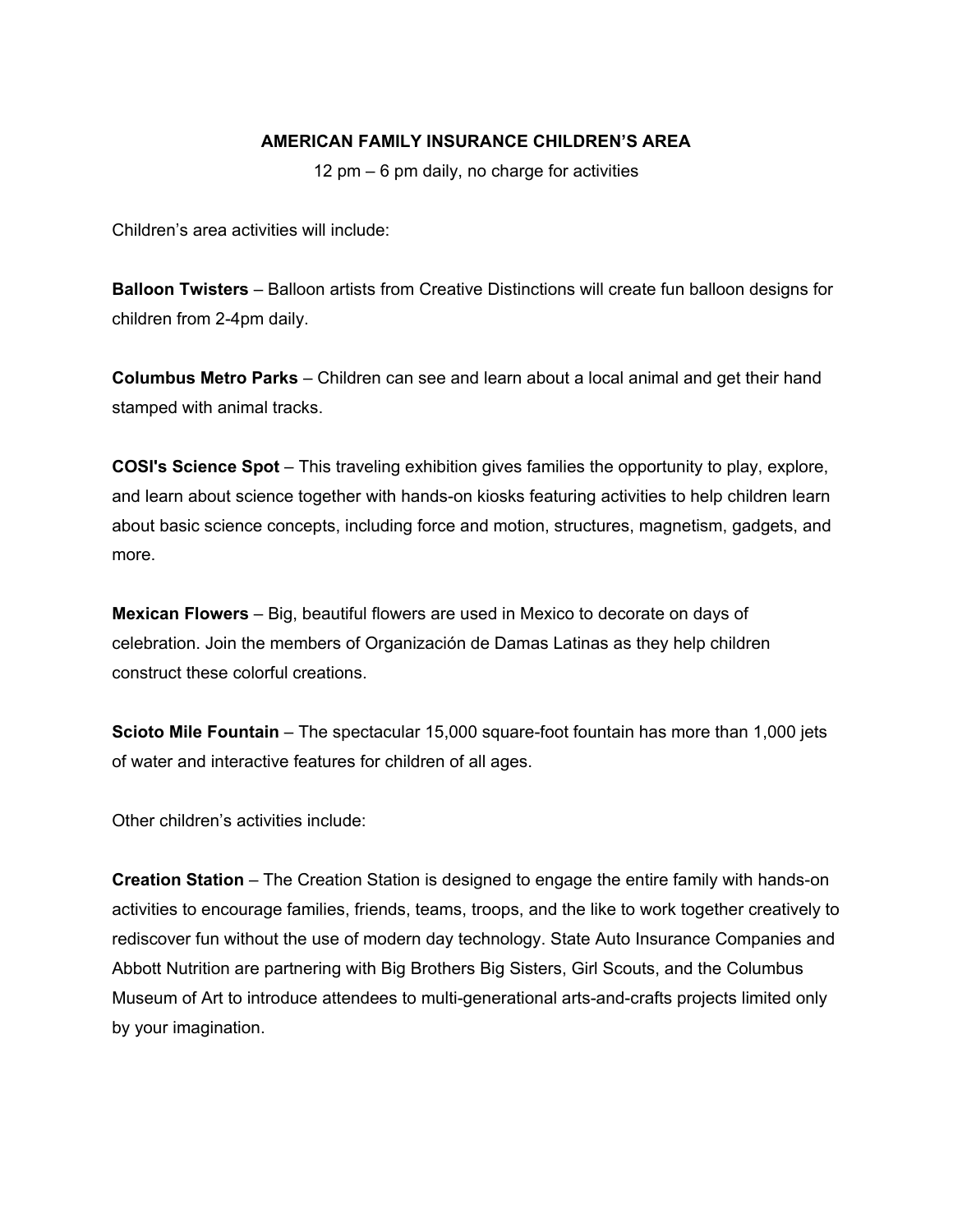## AMERICAN FAMILY INSURANCE CHILDREN'S AREA

12 pm – 6 pm daily, no charge for activities

Children's area activities will include:

**Balloon Twisters** – Balloon artists from Creative Distinctions will create fun balloon designs for children from 2-4pm daily.

**Columbus Metro Parks** – Children can see and learn about a local animal and get their hand stamped with animal tracks.

**COSI's Science Spot** – This traveling exhibition gives families the opportunity to play, explore, and learn about science together with hands-on kiosks featuring activities to help children learn about basic science concepts, including force and motion, structures, magnetism, gadgets, and more.

**Mexican Flowers** – Big, beautiful flowers are used in Mexico to decorate on days of celebration. Join the members of Organización de Damas Latinas as they help children construct these colorful creations.

**Scioto Mile Fountain** – The spectacular 15,000 square-foot fountain has more than 1,000 jets of water and interactive features for children of all ages.

Other children's activities include:

**Creation Station** – The Creation Station is designed to engage the entire family with hands-on activities to encourage families, friends, teams, troops, and the like to work together creatively to rediscover fun without the use of modern day technology. State Auto Insurance Companies and Abbott Nutrition are partnering with Big Brothers Big Sisters, Girl Scouts, and the Columbus Museum of Art to introduce attendees to multi-generational arts-and-crafts projects limited only by your imagination.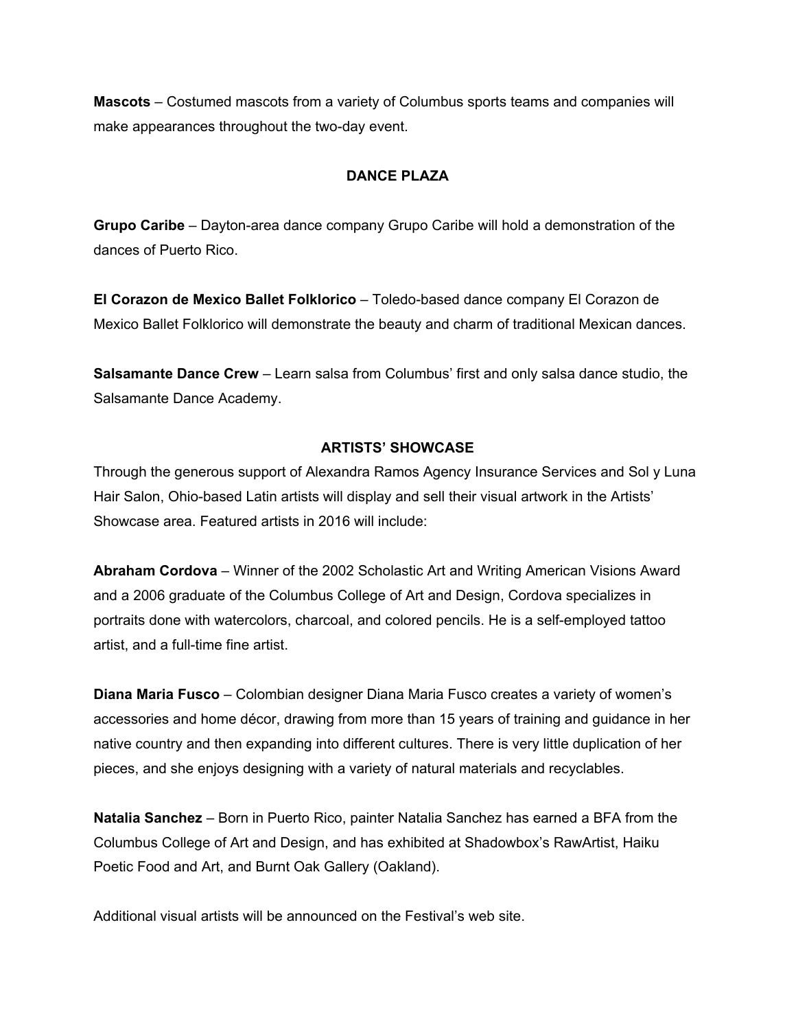**Mascots** – Costumed mascots from a variety of Columbus sports teams and companies will make appearances throughout the two-day event.

## DANCE PLAZA

**Grupo Caribe** – Dayton-area dance company Grupo Caribe will hold a demonstration of the dances of Puerto Rico.

**El Corazon de Mexico Ballet Folklorico** – Toledo-based dance company El Corazon de Mexico Ballet Folklorico will demonstrate the beauty and charm of traditional Mexican dances.

**Salsamante Dance Crew** – Learn salsa from Columbus' first and only salsa dance studio, the Salsamante Dance Academy.

## ARTISTS' SHOWCASE

Through the generous support of Alexandra Ramos Agency Insurance Services and Sol y Luna Hair Salon, Ohio-based Latin artists will display and sell their visual artwork in the Artists' Showcase area. Featured artists in 2016 will include:

**Abraham Cordova** – Winner of the 2002 Scholastic Art and Writing American Visions Award and a 2006 graduate of the Columbus College of Art and Design, Cordova specializes in portraits done with watercolors, charcoal, and colored pencils. He is a self-employed tattoo artist, and a full-time fine artist.

**Diana Maria Fusco** – Colombian designer Diana Maria Fusco creates a variety of women's accessories and home décor, drawing from more than 15 years of training and guidance in her native country and then expanding into different cultures. There is very little duplication of her pieces, and she enjoys designing with a variety of natural materials and recyclables.

**Natalia Sanchez** – Born in Puerto Rico, painter Natalia Sanchez has earned a BFA from the Columbus College of Art and Design, and has exhibited at Shadowbox's RawArtist, Haiku Poetic Food and Art, and Burnt Oak Gallery (Oakland).

Additional visual artists will be announced on the Festival's web site.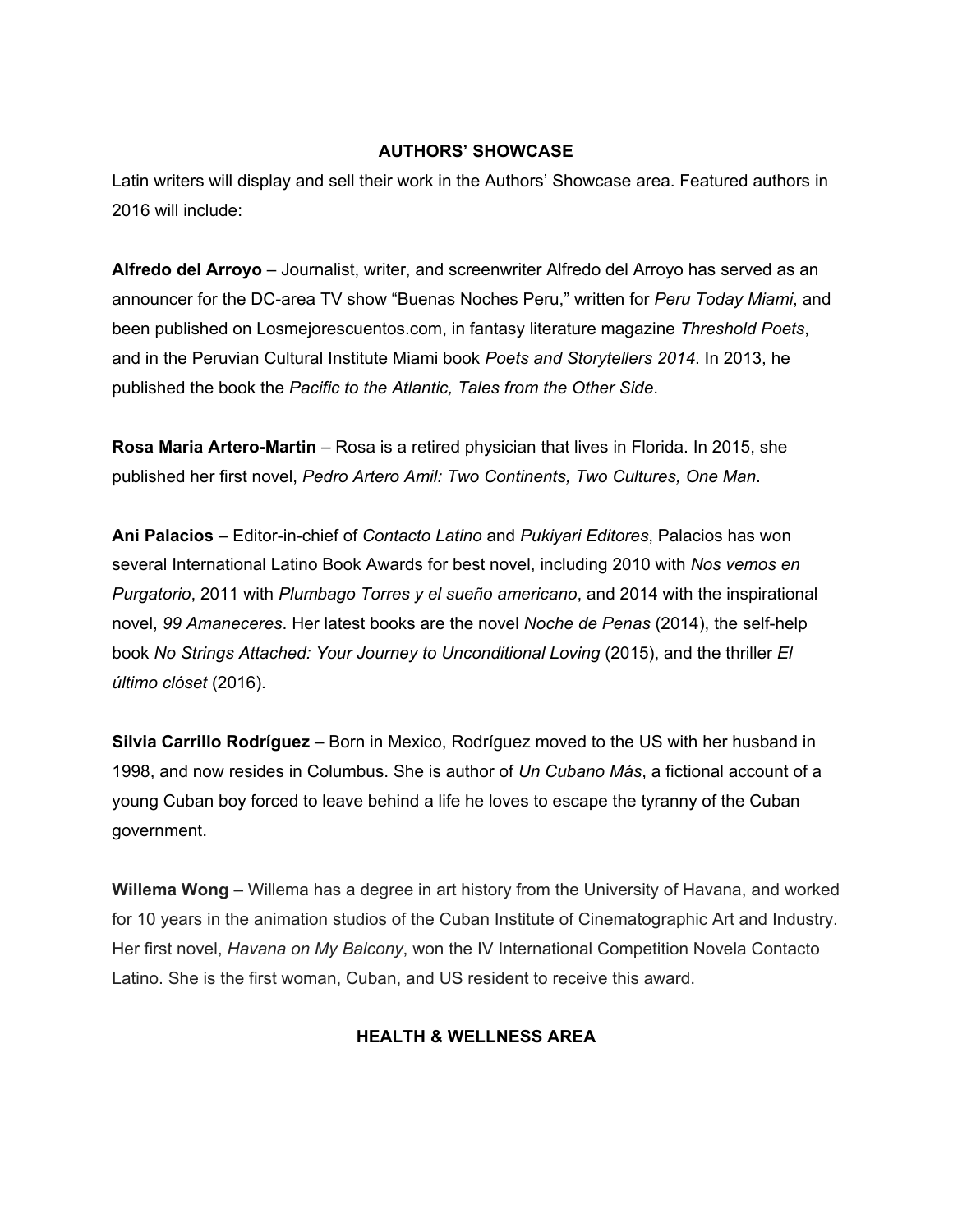## AUTHORS' SHOWCASE

Latin writers will display and sell their work in the Authors' Showcase area. Featured authors in 2016 will include:

**Alfredo del Arroyo** – Journalist, writer, and screenwriter Alfredo del Arroyo has served as an announcer for the DC-area TV show "Buenas Noches Peru," written for *Peru Today Miami*, and been published on Losmejorescuentos.com, in fantasy literature magazine *Threshold Poets*, and in the Peruvian Cultural Institute Miami book *Poets and Storytellers 2014*. In 2013, he published the book the *Pacific to the Atlantic, Tales from the Other Side*.

**Rosa Maria Artero-Martin** – Rosa is a retired physician that lives in Florida. In 2015, she published her first novel, *Pedro Artero Amil: Two Continents, Two Cultures, One Man*.

**Ani Palacios** – Editor-in-chief of *Contacto Latino* and *Pukiyari Editores*, Palacios has won several International Latino Book Awards for best novel, including 2010 with *Nos vemos en Purgatorio*, 2011 with *Plumbago Torres y el sueño americano*, and 2014 with the inspirational novel, *99 Amaneceres*. Her latest books are the novel *Noche de Penas* (2014), the self-help book *No Strings Attached: Your Journey to Unconditional Loving* (2015), and the thriller *El último clóset* (2016).

**Silvia Carrillo Rodríguez** – Born in Mexico, Rodríguez moved to the US with her husband in 1998, and now resides in Columbus. She is author of *Un Cubano Más*, a fictional account of a young Cuban boy forced to leave behind a life he loves to escape the tyranny of the Cuban government.

**Willema Wong** – Willema has a degree in art history from the University of Havana, and worked for 10 years in the animation studios of the Cuban Institute of Cinematographic Art and Industry. Her first novel, *Havana on My Balcony*, won the IV International Competition Novela Contacto Latino. She is the first woman, Cuban, and US resident to receive this award.

## HEALTH & WELLNESS AREA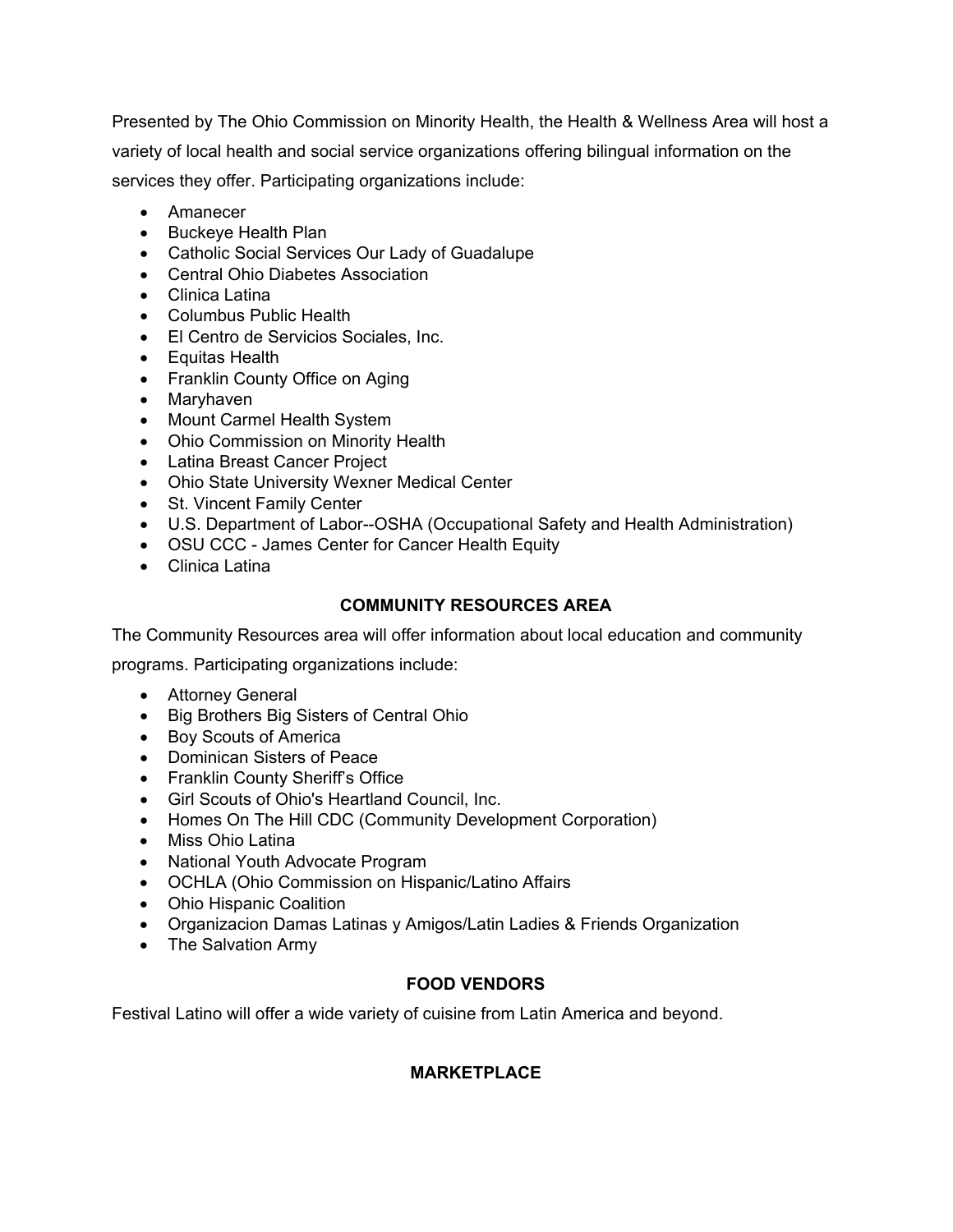Presented by The Ohio Commission on Minority Health, the Health & Wellness Area will host a variety of local health and social service organizations offering bilingual information on the services they offer. Participating organizations include:

- Amanecer
- Buckeye Health Plan
- Catholic Social Services Our Lady of Guadalupe
- Central Ohio Diabetes Association
- Clinica Latina
- Columbus Public Health
- El Centro de Servicios Sociales, Inc.
- Equitas Health
- Franklin County Office on Aging
- Maryhaven
- Mount Carmel Health System
- Ohio Commission on Minority Health
- Latina Breast Cancer Project
- Ohio State University Wexner Medical Center
- St. Vincent Family Center
- U.S. Department of Labor--OSHA (Occupational Safety and Health Administration)
- OSU CCC - James Center for Cancer Health Equity
- Clinica Latina

## COMMUNITY RESOURCES AREA

The Community Resources area will offer information about local education and community programs. Participating organizations include:

- Attorney General
- Big Brothers Big Sisters of Central Ohio
- Boy Scouts of America
- Dominican Sisters of Peace
- Franklin County Sheriff's Office
- Girl Scouts of Ohio's Heartland Council, Inc.
- Homes On The Hill CDC (Community Development Corporation)
- Miss Ohio Latina
- National Youth Advocate Program
- OCHLA (Ohio Commission on Hispanic/Latino Affairs
- Ohio Hispanic Coalition
- Organizacion Damas Latinas y Amigos/Latin Ladies & Friends Organization
- The Salvation Army

## FOOD VENDORS

Festival Latino will offer a wide variety of cuisine from Latin America and beyond.

## MARKETPLACE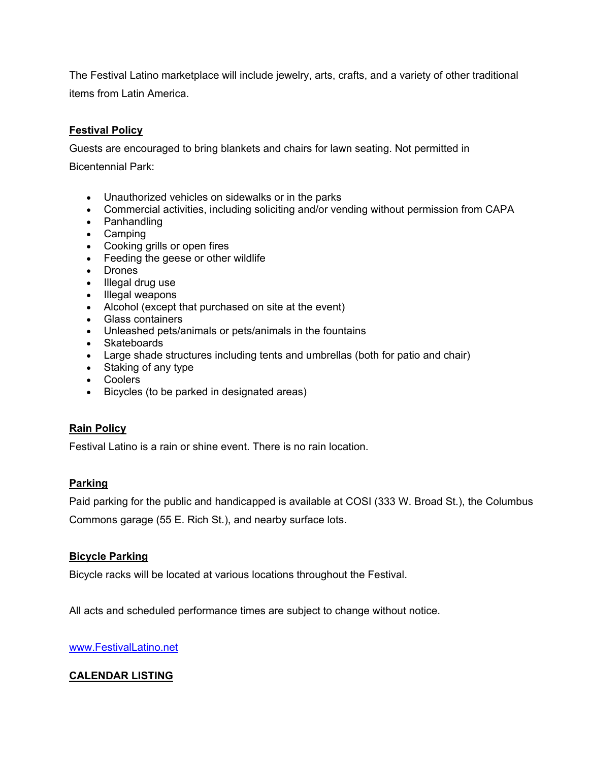The Festival Latino marketplace will include jewelry, arts, crafts, and a variety of other traditional items from Latin America.

## Festival Policy

Guests are encouraged to bring blankets and chairs for lawn seating. Not permitted in Bicentennial Park:

- Unauthorized vehicles on sidewalks or in the parks
- Commercial activities, including soliciting and/or vending without permission from CAPA
- Panhandling
- Camping
- Cooking grills or open fires
- Feeding the geese or other wildlife
- Drones
- Illegal drug use
- Illegal weapons
- Alcohol (except that purchased on site at the event)
- Glass containers
- Unleashed pets/animals or pets/animals in the fountains
- Skateboards
- Large shade structures including tents and umbrellas (both for patio and chair)
- Staking of any type
- Coolers
- Bicycles (to be parked in designated areas)

## Rain Policy

Festival Latino is a rain or shine event. There is no rain location.

## Parking

Paid parking for the public and handicapped is available at COSI (333 W. Broad St.), the Columbus Commons garage (55 E. Rich St.), and nearby surface lots.

## Bicycle Parking

Bicycle racks will be located at various locations throughout the Festival.

All acts and scheduled performance times are subject to change without notice.

[www.FestivalLatino.net](http://www.FestivalLatino.net)

## CALENDAR LISTING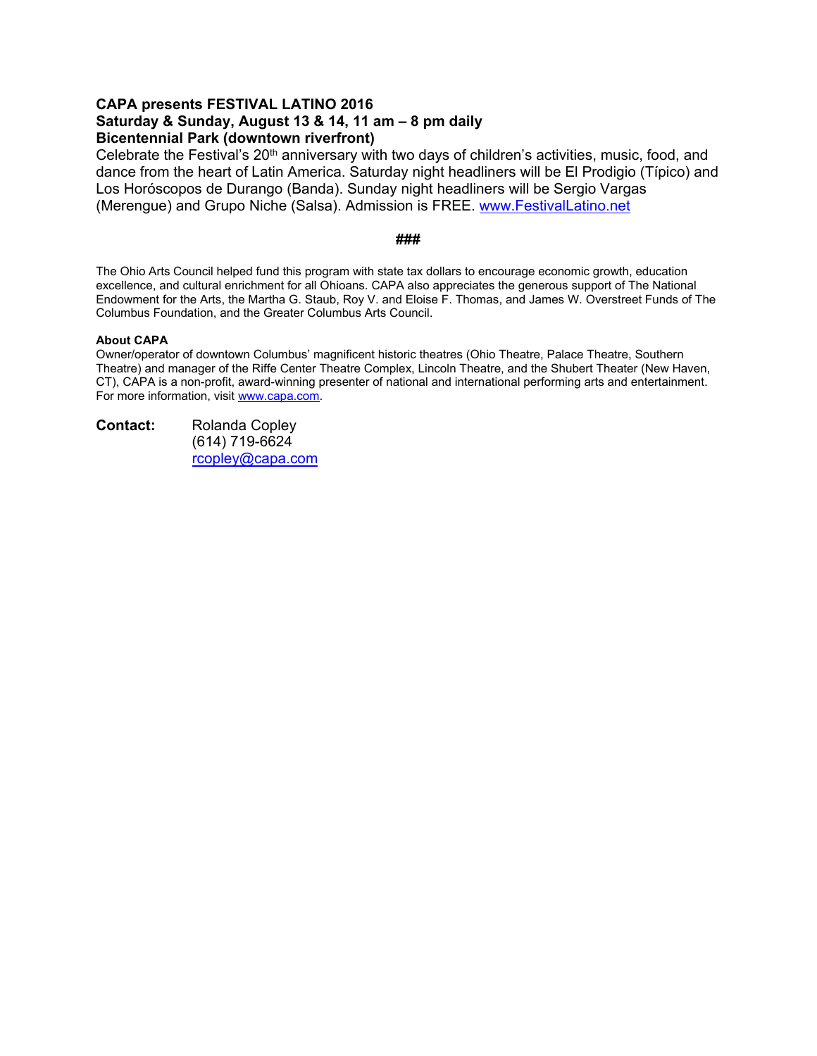**CAPA presents FESTIVAL LATINO 2016**
**Saturday & Sunday, August 13 & 14, 11 am – 8 pm daily**
**Bicentennial Park (downtown riverfront)**

Celebrate the Festival's 20th anniversary with two days of children's activities, music, food, and dance from the heart of Latin America. Saturday night headliners will be El Prodigio (Típico) and Los Horóscopos de Durango (Banda). Sunday night headliners will be Sergio Vargas (Merengue) and Grupo Niche (Salsa). Admission is FREE. www.FestivalLatino.net

**###**

The Ohio Arts Council helped fund this program with state tax dollars to encourage economic growth, education excellence, and cultural enrichment for all Ohioans. CAPA also appreciates the generous support of The National Endowment for the Arts, the Martha G. Staub, Roy V. and Eloise F. Thomas, and James W. Overstreet Funds of The Columbus Foundation, and the Greater Columbus Arts Council.

**About CAPA**

Owner/operator of downtown Columbus' magnificent historic theatres (Ohio Theatre, Palace Theatre, Southern Theatre) and manager of the Riffe Center Theatre Complex, Lincoln Theatre, and the Shubert Theater (New Haven, CT), CAPA is a non-profit, award-winning presenter of national and international performing arts and entertainment. For more information, visit www.capa.com.

**Contact:** Rolanda Copley
(614) 719-6624
rcopley@capa.com